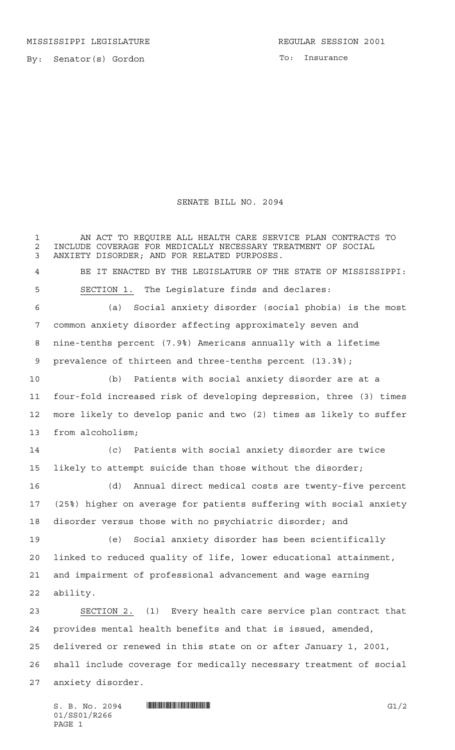MISSISSIPPI LEGISLATURE REGULAR SESSION 2001

By: Senator(s) Gordon

To: Insurance

# SENATE BILL NO. 2094

AN ACT TO REQUIRE ALL HEALTH CARE SERVICE PLAN CONTRACTS TO INCLUDE COVERAGE FOR MEDICALLY NECESSARY TREATMENT OF SOCIAL ANXIETY DISORDER; AND FOR RELATED PURPOSES.

BE IT ENACTED BY THE LEGISLATURE OF THE STATE OF MISSISSIPPI:

SECTION 1. The Legislature finds and declares:

(a) Social anxiety disorder (social phobia) is the most common anxiety disorder affecting approximately seven and nine-tenths percent (7.9%) Americans annually with a lifetime prevalence of thirteen and three-tenths percent (13.3%);

(b) Patients with social anxiety disorder are at a four-fold increased risk of developing depression, three (3) times more likely to develop panic and two (2) times as likely to suffer from alcoholism;

(c) Patients with social anxiety disorder are twice likely to attempt suicide than those without the disorder;

(d) Annual direct medical costs are twenty-five percent (25%) higher on average for patients suffering with social anxiety disorder versus those with no psychiatric disorder; and

(e) Social anxiety disorder has been scientifically linked to reduced quality of life, lower educational attainment, and impairment of professional advancement and wage earning ability.

SECTION 2. (1) Every health care service plan contract that provides mental health benefits and that is issued, amended, delivered or renewed in this state on or after January 1, 2001, shall include coverage for medically necessary treatment of social anxiety disorder.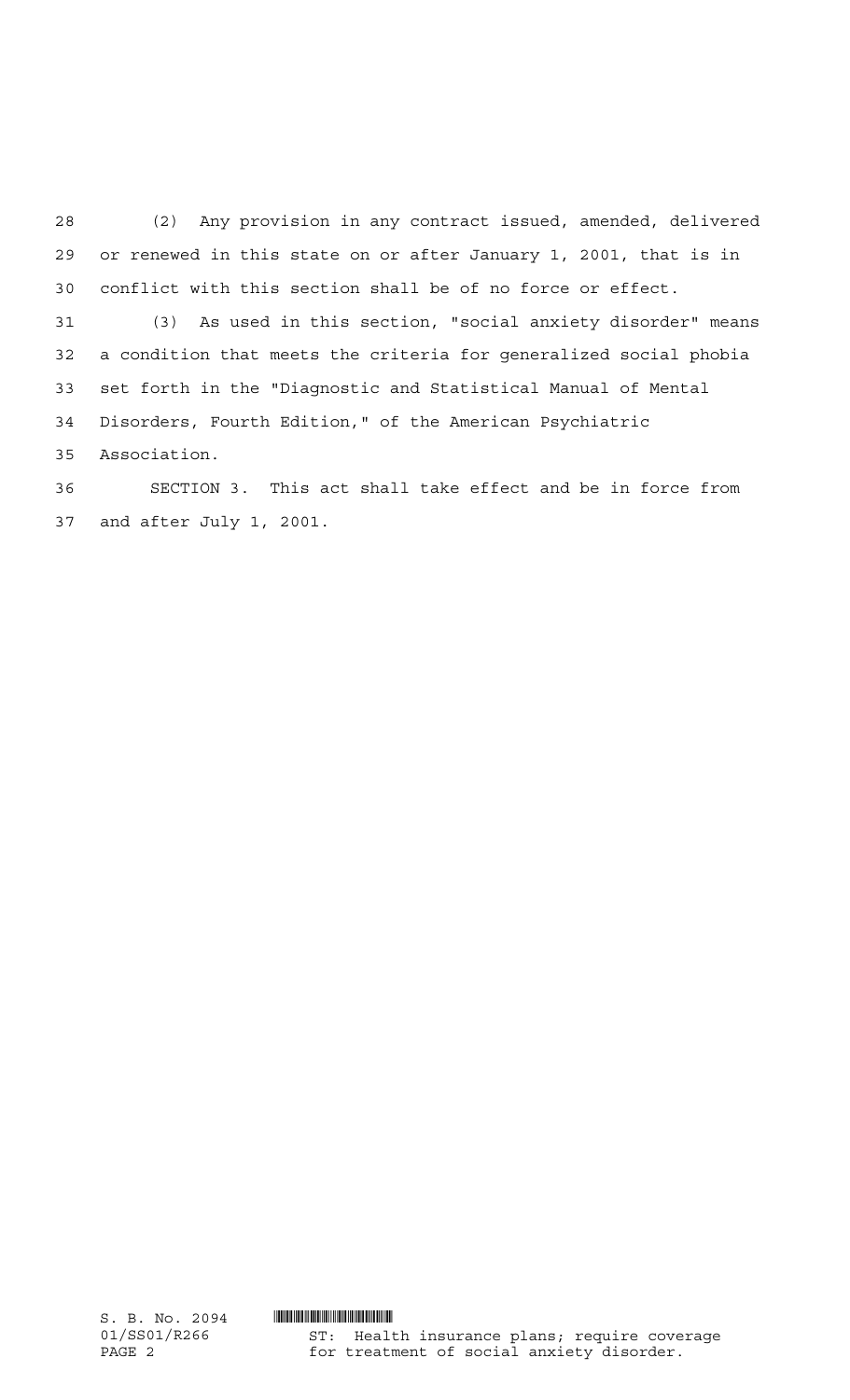(2) Any provision in any contract issued, amended, delivered or renewed in this state on or after January 1, 2001, that is in conflict with this section shall be of no force or effect.

(3) As used in this section, "social anxiety disorder" means a condition that meets the criteria for generalized social phobia set forth in the "Diagnostic and Statistical Manual of Mental Disorders, Fourth Edition," of the American Psychiatric Association.

SECTION 3. This act shall take effect and be in force from and after July 1, 2001.

ST: Health insurance plans; require coverage for treatment of social anxiety disorder.